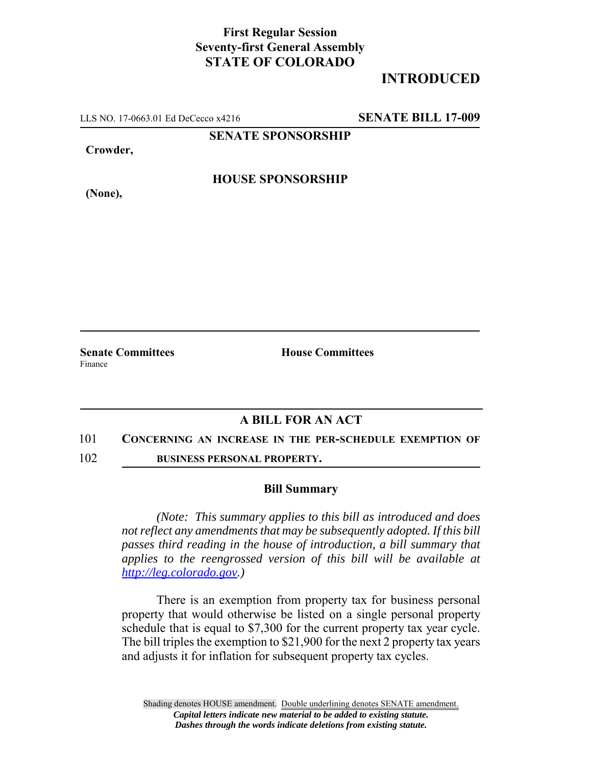**First Regular Session**
**Seventy-first General Assembly**
**STATE OF COLORADO**

# INTRODUCED

LLS NO. 17-0663.01 Ed DeCecco x4216 **SENATE BILL 17-009**

**SENATE SPONSORSHIP**

**Crowder,**

**HOUSE SPONSORSHIP**

**(None),**

**Senate Committees**
Finance

**House Committees**

## A BILL FOR AN ACT

101 **CONCERNING AN INCREASE IN THE PER-SCHEDULE EXEMPTION OF**
102 **BUSINESS PERSONAL PROPERTY.**

### Bill Summary

*(Note: This summary applies to this bill as introduced and does not reflect any amendments that may be subsequently adopted. If this bill passes third reading in the house of introduction, a bill summary that applies to the reengrossed version of this bill will be available at http://leg.colorado.gov.)*

There is an exemption from property tax for business personal property that would otherwise be listed on a single personal property schedule that is equal to $7,300 for the current property tax year cycle. The bill triples the exemption to $21,900 for the next 2 property tax years and adjusts it for inflation for subsequent property tax cycles.

Shading denotes HOUSE amendment. Double underlining denotes SENATE amendment.
*Capital letters indicate new material to be added to existing statute.*
*Dashes through the words indicate deletions from existing statute.*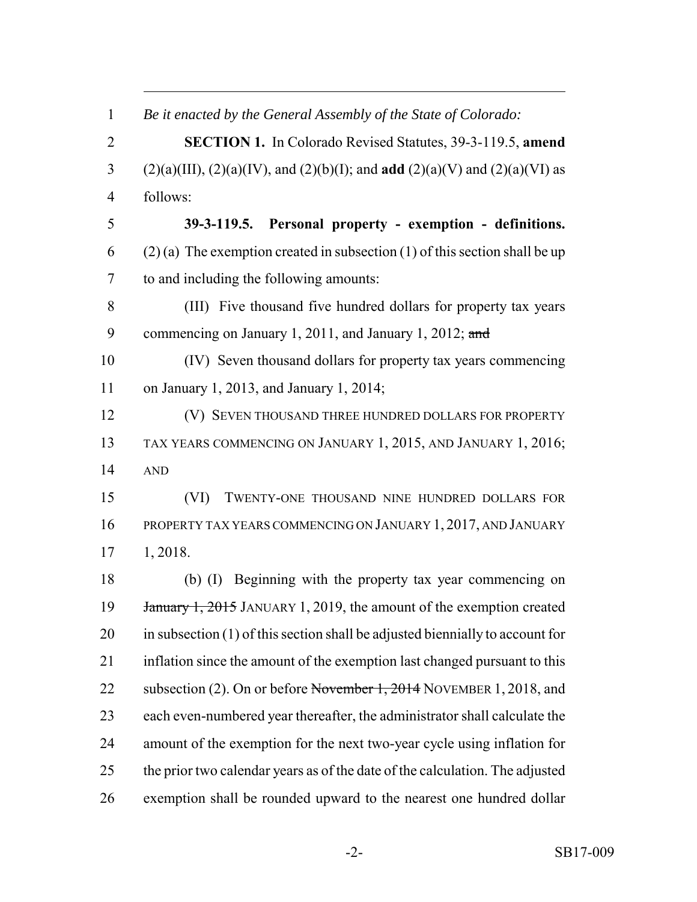*Be it enacted by the General Assembly of the State of Colorado:*

**SECTION 1.** In Colorado Revised Statutes, 39-3-119.5, **amend** (2)(a)(III), (2)(a)(IV), and (2)(b)(I); and **add** (2)(a)(V) and (2)(a)(VI) as follows:

**39-3-119.5. Personal property - exemption - definitions.** (2) (a) The exemption created in subsection (1) of this section shall be up to and including the following amounts:

(III) Five thousand five hundred dollars for property tax years commencing on January 1, 2011, and January 1, 2012; ~~and~~

(IV) Seven thousand dollars for property tax years commencing on January 1, 2013, and January 1, 2014;

(V) SEVEN THOUSAND THREE HUNDRED DOLLARS FOR PROPERTY TAX YEARS COMMENCING ON JANUARY 1, 2015, AND JANUARY 1, 2016; AND

(VI) TWENTY-ONE THOUSAND NINE HUNDRED DOLLARS FOR PROPERTY TAX YEARS COMMENCING ON JANUARY 1, 2017, AND JANUARY 1, 2018.

(b) (I) Beginning with the property tax year commencing on ~~January 1, 2015~~ JANUARY 1, 2019, the amount of the exemption created in subsection (1) of this section shall be adjusted biennially to account for inflation since the amount of the exemption last changed pursuant to this subsection (2). On or before ~~November 1, 2014~~ NOVEMBER 1, 2018, and each even-numbered year thereafter, the administrator shall calculate the amount of the exemption for the next two-year cycle using inflation for the prior two calendar years as of the date of the calculation. The adjusted exemption shall be rounded upward to the nearest one hundred dollar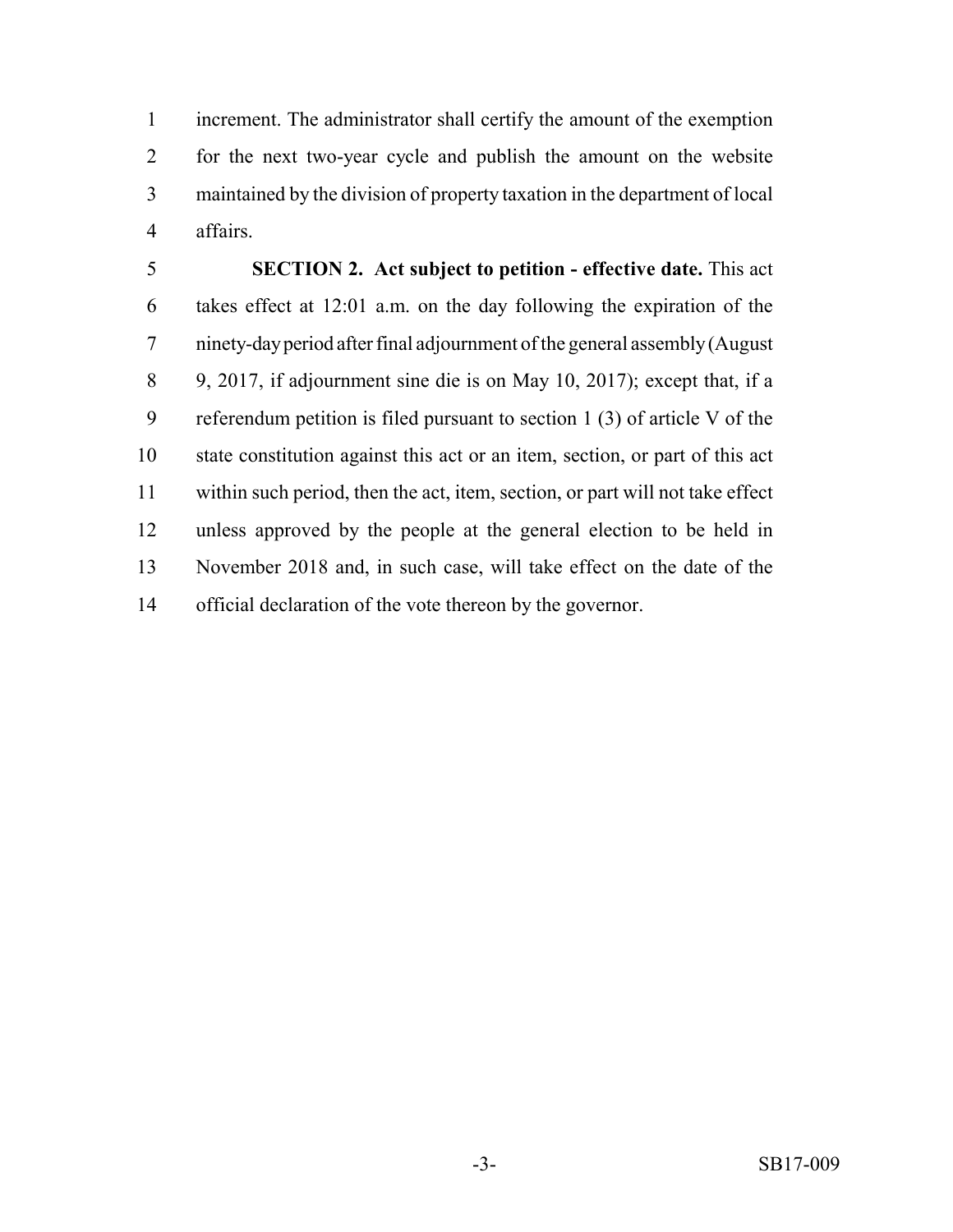increment. The administrator shall certify the amount of the exemption for the next two-year cycle and publish the amount on the website maintained by the division of property taxation in the department of local affairs.

**SECTION 2. Act subject to petition - effective date.** This act takes effect at 12:01 a.m. on the day following the expiration of the ninety-day period after final adjournment of the general assembly (August 9, 2017, if adjournment sine die is on May 10, 2017); except that, if a referendum petition is filed pursuant to section 1 (3) of article V of the state constitution against this act or an item, section, or part of this act within such period, then the act, item, section, or part will not take effect unless approved by the people at the general election to be held in November 2018 and, in such case, will take effect on the date of the official declaration of the vote thereon by the governor.